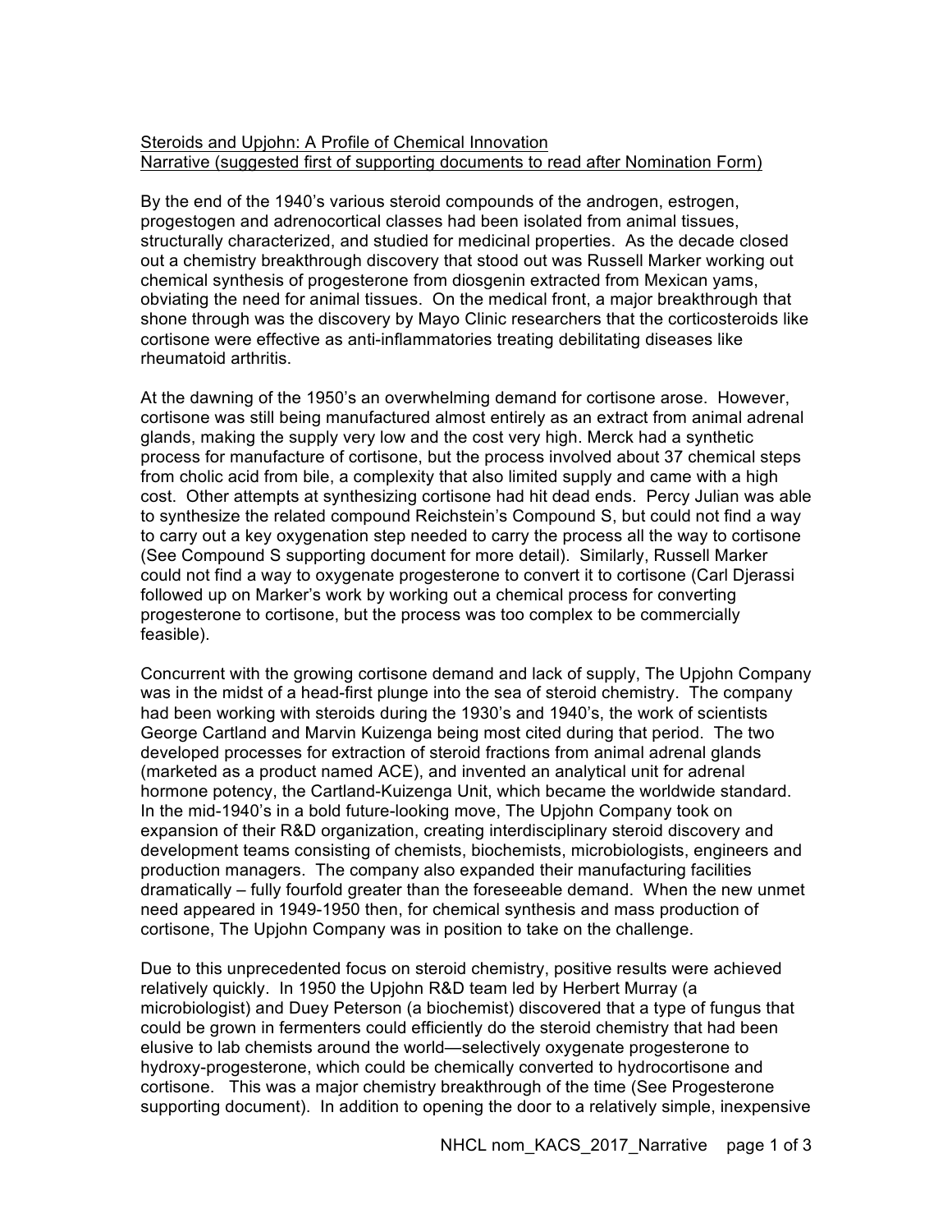Steroids and Upjohn: A Profile of Chemical Innovation
Narrative (suggested first of supporting documents to read after Nomination Form)

By the end of the 1940's various steroid compounds of the androgen, estrogen, progestogen and adrenocortical classes had been isolated from animal tissues, structurally characterized, and studied for medicinal properties. As the decade closed out a chemistry breakthrough discovery that stood out was Russell Marker working out chemical synthesis of progesterone from diosgenin extracted from Mexican yams, obviating the need for animal tissues. On the medical front, a major breakthrough that shone through was the discovery by Mayo Clinic researchers that the corticosteroids like cortisone were effective as anti-inflammatories treating debilitating diseases like rheumatoid arthritis.

At the dawning of the 1950's an overwhelming demand for cortisone arose. However, cortisone was still being manufactured almost entirely as an extract from animal adrenal glands, making the supply very low and the cost very high. Merck had a synthetic process for manufacture of cortisone, but the process involved about 37 chemical steps from cholic acid from bile, a complexity that also limited supply and came with a high cost. Other attempts at synthesizing cortisone had hit dead ends. Percy Julian was able to synthesize the related compound Reichstein's Compound S, but could not find a way to carry out a key oxygenation step needed to carry the process all the way to cortisone (See Compound S supporting document for more detail). Similarly, Russell Marker could not find a way to oxygenate progesterone to convert it to cortisone (Carl Djerassi followed up on Marker's work by working out a chemical process for converting progesterone to cortisone, but the process was too complex to be commercially feasible).

Concurrent with the growing cortisone demand and lack of supply, The Upjohn Company was in the midst of a head-first plunge into the sea of steroid chemistry. The company had been working with steroids during the 1930's and 1940's, the work of scientists George Cartland and Marvin Kuizenga being most cited during that period. The two developed processes for extraction of steroid fractions from animal adrenal glands (marketed as a product named ACE), and invented an analytical unit for adrenal hormone potency, the Cartland-Kuizenga Unit, which became the worldwide standard. In the mid-1940's in a bold future-looking move, The Upjohn Company took on expansion of their R&D organization, creating interdisciplinary steroid discovery and development teams consisting of chemists, biochemists, microbiologists, engineers and production managers. The company also expanded their manufacturing facilities dramatically – fully fourfold greater than the foreseeable demand. When the new unmet need appeared in 1949-1950 then, for chemical synthesis and mass production of cortisone, The Upjohn Company was in position to take on the challenge.

Due to this unprecedented focus on steroid chemistry, positive results were achieved relatively quickly. In 1950 the Upjohn R&D team led by Herbert Murray (a microbiologist) and Duey Peterson (a biochemist) discovered that a type of fungus that could be grown in fermenters could efficiently do the steroid chemistry that had been elusive to lab chemists around the world—selectively oxygenate progesterone to hydroxy-progesterone, which could be chemically converted to hydrocortisone and cortisone. This was a major chemistry breakthrough of the time (See Progesterone supporting document). In addition to opening the door to a relatively simple, inexpensive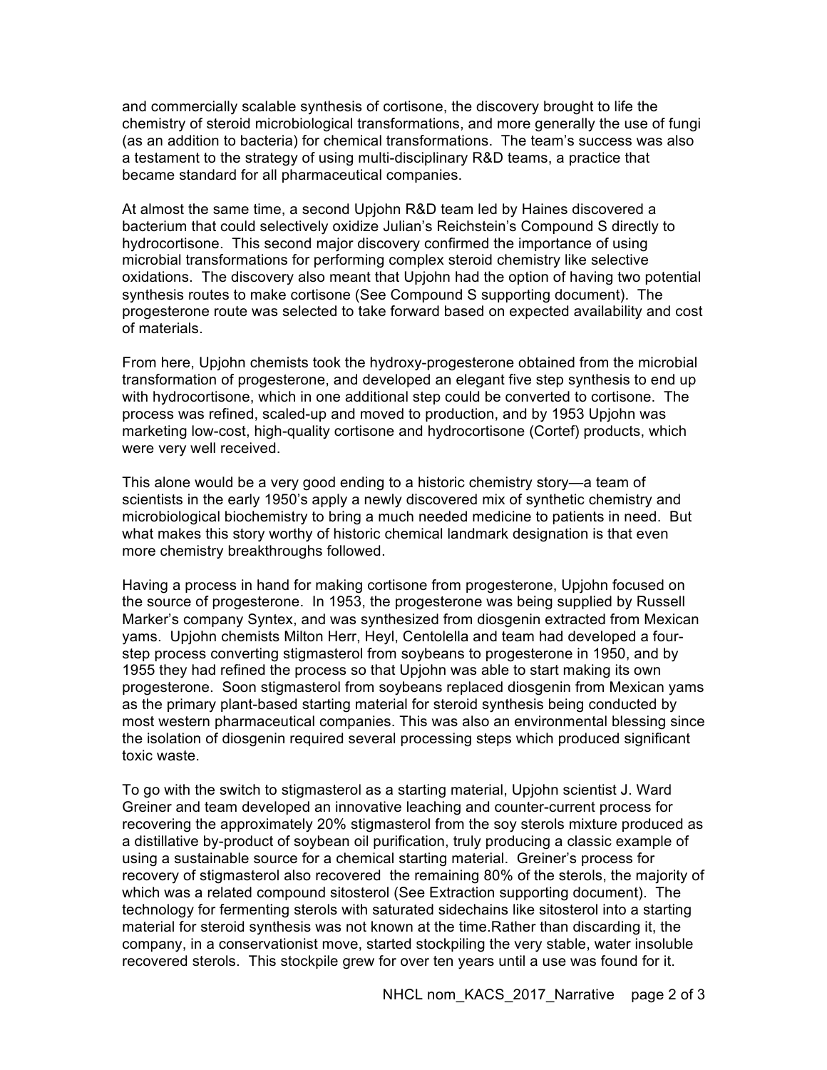and commercially scalable synthesis of cortisone, the discovery brought to life the chemistry of steroid microbiological transformations, and more generally the use of fungi (as an addition to bacteria) for chemical transformations. The team's success was also a testament to the strategy of using multi-disciplinary R&D teams, a practice that became standard for all pharmaceutical companies.

At almost the same time, a second Upjohn R&D team led by Haines discovered a bacterium that could selectively oxidize Julian's Reichstein's Compound S directly to hydrocortisone. This second major discovery confirmed the importance of using microbial transformations for performing complex steroid chemistry like selective oxidations. The discovery also meant that Upjohn had the option of having two potential synthesis routes to make cortisone (See Compound S supporting document). The progesterone route was selected to take forward based on expected availability and cost of materials.

From here, Upjohn chemists took the hydroxy-progesterone obtained from the microbial transformation of progesterone, and developed an elegant five step synthesis to end up with hydrocortisone, which in one additional step could be converted to cortisone. The process was refined, scaled-up and moved to production, and by 1953 Upjohn was marketing low-cost, high-quality cortisone and hydrocortisone (Cortef) products, which were very well received.

This alone would be a very good ending to a historic chemistry story—a team of scientists in the early 1950's apply a newly discovered mix of synthetic chemistry and microbiological biochemistry to bring a much needed medicine to patients in need. But what makes this story worthy of historic chemical landmark designation is that even more chemistry breakthroughs followed.

Having a process in hand for making cortisone from progesterone, Upjohn focused on the source of progesterone. In 1953, the progesterone was being supplied by Russell Marker's company Syntex, and was synthesized from diosgenin extracted from Mexican yams. Upjohn chemists Milton Herr, Heyl, Centolella and team had developed a four-step process converting stigmasterol from soybeans to progesterone in 1950, and by 1955 they had refined the process so that Upjohn was able to start making its own progesterone. Soon stigmasterol from soybeans replaced diosgenin from Mexican yams as the primary plant-based starting material for steroid synthesis being conducted by most western pharmaceutical companies. This was also an environmental blessing since the isolation of diosgenin required several processing steps which produced significant toxic waste.

To go with the switch to stigmasterol as a starting material, Upjohn scientist J. Ward Greiner and team developed an innovative leaching and counter-current process for recovering the approximately 20% stigmasterol from the soy sterols mixture produced as a distillative by-product of soybean oil purification, truly producing a classic example of using a sustainable source for a chemical starting material. Greiner's process for recovery of stigmasterol also recovered the remaining 80% of the sterols, the majority of which was a related compound sitosterol (See Extraction supporting document). The technology for fermenting sterols with saturated sidechains like sitosterol into a starting material for steroid synthesis was not known at the time.Rather than discarding it, the company, in a conservationist move, started stockpiling the very stable, water insoluble recovered sterols. This stockpile grew for over ten years until a use was found for it.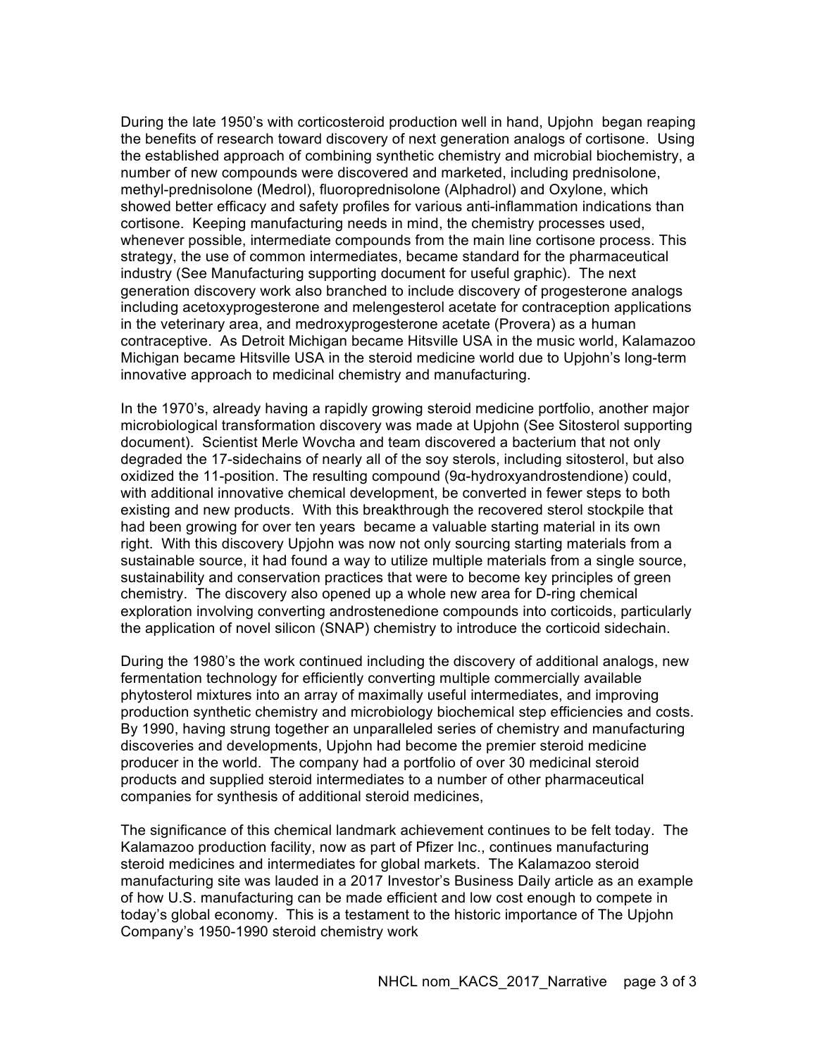During the late 1950's with corticosteroid production well in hand, Upjohn began reaping the benefits of research toward discovery of next generation analogs of cortisone. Using the established approach of combining synthetic chemistry and microbial biochemistry, a number of new compounds were discovered and marketed, including prednisolone, methyl-prednisolone (Medrol), fluoroprednisolone (Alphadrol) and Oxylone, which showed better efficacy and safety profiles for various anti-inflammation indications than cortisone. Keeping manufacturing needs in mind, the chemistry processes used, whenever possible, intermediate compounds from the main line cortisone process. This strategy, the use of common intermediates, became standard for the pharmaceutical industry (See Manufacturing supporting document for useful graphic). The next generation discovery work also branched to include discovery of progesterone analogs including acetoxyprogesterone and melengesterol acetate for contraception applications in the veterinary area, and medroxyprogesterone acetate (Provera) as a human contraceptive. As Detroit Michigan became Hitsville USA in the music world, Kalamazoo Michigan became Hitsville USA in the steroid medicine world due to Upjohn's long-term innovative approach to medicinal chemistry and manufacturing.

In the 1970's, already having a rapidly growing steroid medicine portfolio, another major microbiological transformation discovery was made at Upjohn (See Sitosterol supporting document). Scientist Merle Wovcha and team discovered a bacterium that not only degraded the 17-sidechains of nearly all of the soy sterols, including sitosterol, but also oxidized the 11-position. The resulting compound (9α-hydroxyandrostendione) could, with additional innovative chemical development, be converted in fewer steps to both existing and new products. With this breakthrough the recovered sterol stockpile that had been growing for over ten years became a valuable starting material in its own right. With this discovery Upjohn was now not only sourcing starting materials from a sustainable source, it had found a way to utilize multiple materials from a single source, sustainability and conservation practices that were to become key principles of green chemistry. The discovery also opened up a whole new area for D-ring chemical exploration involving converting androstenedione compounds into corticoids, particularly the application of novel silicon (SNAP) chemistry to introduce the corticoid sidechain.

During the 1980's the work continued including the discovery of additional analogs, new fermentation technology for efficiently converting multiple commercially available phytosterol mixtures into an array of maximally useful intermediates, and improving production synthetic chemistry and microbiology biochemical step efficiencies and costs. By 1990, having strung together an unparalleled series of chemistry and manufacturing discoveries and developments, Upjohn had become the premier steroid medicine producer in the world. The company had a portfolio of over 30 medicinal steroid products and supplied steroid intermediates to a number of other pharmaceutical companies for synthesis of additional steroid medicines,

The significance of this chemical landmark achievement continues to be felt today. The Kalamazoo production facility, now as part of Pfizer Inc., continues manufacturing steroid medicines and intermediates for global markets. The Kalamazoo steroid manufacturing site was lauded in a 2017 Investor's Business Daily article as an example of how U.S. manufacturing can be made efficient and low cost enough to compete in today's global economy. This is a testament to the historic importance of The Upjohn Company's 1950-1990 steroid chemistry work